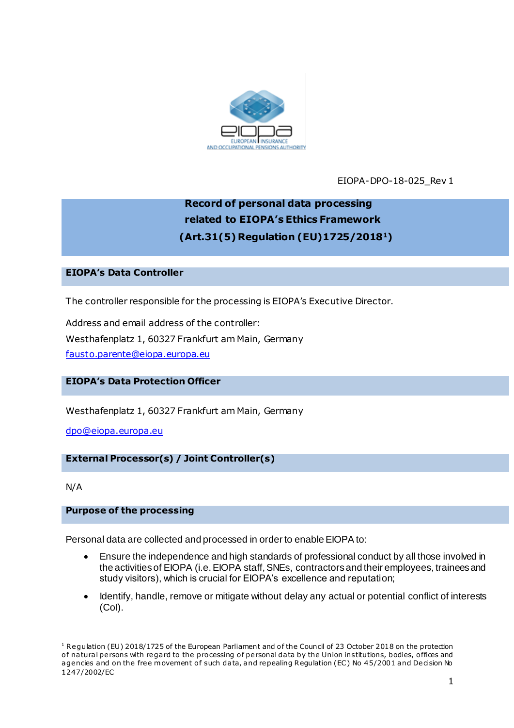EIOPA-DPO-18-025_Rev 1

# Record of personal data processing related to EIOPA's Ethics Framework (Art.31(5) Regulation (EU)1725/2018[1])

## EIOPA's Data Controller

The controller responsible for the processing is EIOPA's Executive Director.

Address and email address of the controller:
Westhafenplatz 1, 60327 Frankfurt am Main, Germany
fausto.parente@eiopa.europa.eu

## EIOPA's Data Protection Officer

Westhafenplatz 1, 60327 Frankfurt am Main, Germany

dpo@eiopa.europa.eu

## External Processor(s) / Joint Controller(s)

N/A

## Purpose of the processing

Personal data are collected and processed in order to enable EIOPA to:

- Ensure the independence and high standards of professional conduct by all those involved in the activities of EIOPA (i.e. EIOPA staff, SNEs, contractors and their employees, trainees and study visitors), which is crucial for EIOPA's excellence and reputation;
- Identify, handle, remove or mitigate without delay any actual or potential conflict of interests (CoI).

[1] Regulation (EU) 2018/1725 of the European Parliament and of the Council of 23 October 2018 on the protection of natural persons with regard to the processing of personal data by the Union institutions, bodies, offices and agencies and on the free movement of such data, and repealing Regulation (EC) No 45/2001 and Decision No 1247/2002/EC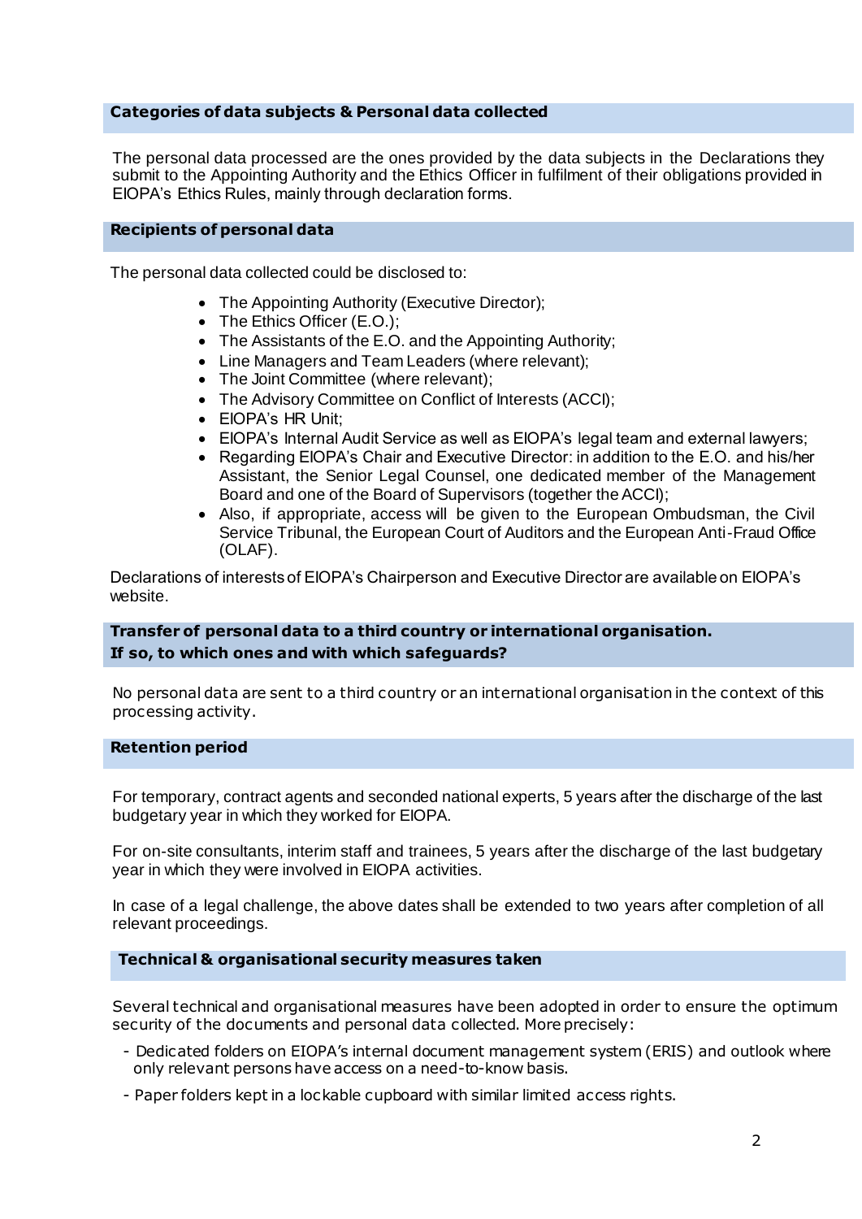## Categories of data subjects & Personal data collected

The personal data processed are the ones provided by the data subjects in the Declarations they submit to the Appointing Authority and the Ethics Officer in fulfilment of their obligations provided in EIOPA's Ethics Rules, mainly through declaration forms.

## Recipients of personal data

The personal data collected could be disclosed to:

- The Appointing Authority (Executive Director);
- The Ethics Officer (E.O.);
- The Assistants of the E.O. and the Appointing Authority;
- Line Managers and Team Leaders (where relevant);
- The Joint Committee (where relevant);
- The Advisory Committee on Conflict of Interests (ACCI);
- EIOPA's HR Unit;
- EIOPA's Internal Audit Service as well as EIOPA's legal team and external lawyers;
- Regarding EIOPA's Chair and Executive Director: in addition to the E.O. and his/her Assistant, the Senior Legal Counsel, one dedicated member of the Management Board and one of the Board of Supervisors (together the ACCI);
- Also, if appropriate, access will be given to the European Ombudsman, the Civil Service Tribunal, the European Court of Auditors and the European Anti-Fraud Office (OLAF).

Declarations of interests of EIOPA's Chairperson and Executive Director are available on EIOPA's website.

## Transfer of personal data to a third country or international organisation. If so, to which ones and with which safeguards?

No personal data are sent to a third country or an international organisation in the context of this processing activity.

## Retention period

For temporary, contract agents and seconded national experts, 5 years after the discharge of the last budgetary year in which they worked for EIOPA.

For on-site consultants, interim staff and trainees, 5 years after the discharge of the last budgetary year in which they were involved in EIOPA activities.

In case of a legal challenge, the above dates shall be extended to two years after completion of all relevant proceedings.

## Technical & organisational security measures taken

Several technical and organisational measures have been adopted in order to ensure the optimum security of the documents and personal data collected. More precisely:

- Dedicated folders on EIOPA's internal document management system (ERIS) and outlook where only relevant persons have access on a need-to-know basis.
- Paper folders kept in a lockable cupboard with similar limited access rights.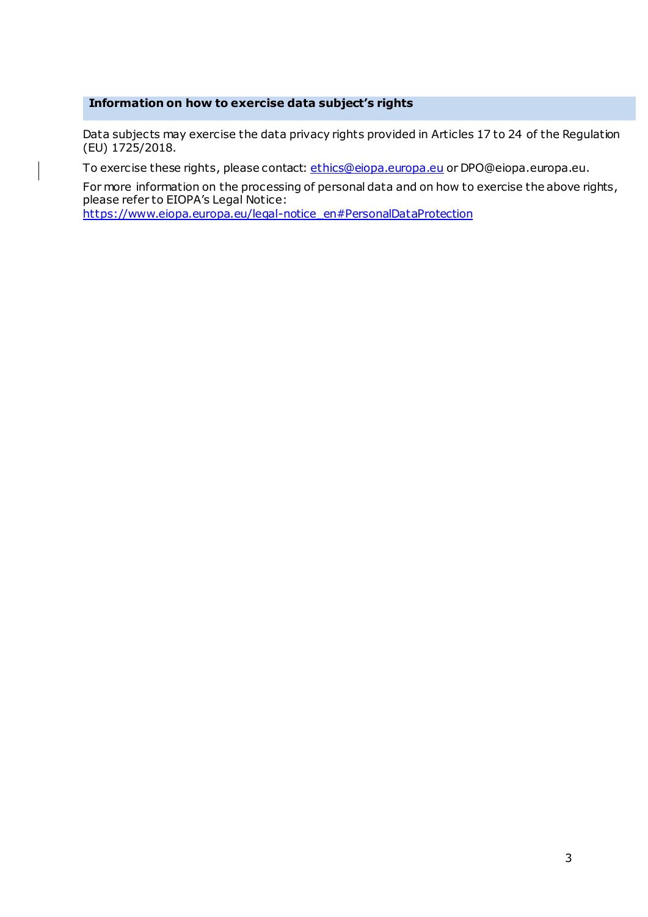## Information on how to exercise data subject's rights

Data subjects may exercise the data privacy rights provided in Articles 17 to 24 of the Regulation (EU) 1725/2018.

To exercise these rights, please contact: ethics@eiopa.europa.eu or DPO@eiopa.europa.eu.

For more information on the processing of personal data and on how to exercise the above rights, please refer to EIOPA's Legal Notice:
https://www.eiopa.europa.eu/legal-notice_en#PersonalDataProtection